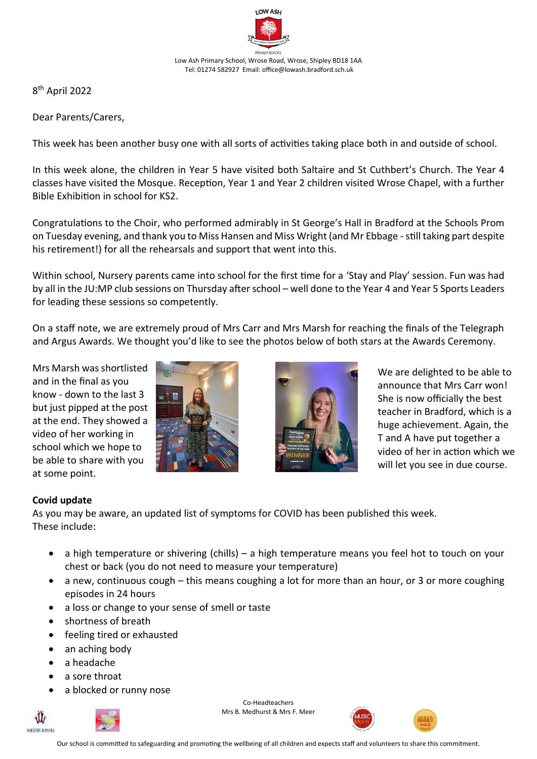LOW ASH

PRIMARY SCHOOL

Low Ash Primary School, Wrose Road, Wrose, Shipley BD18 1AA
Tel: 01274 582927 Email: office@lowash.bradford.sch.uk

8th April 2022

Dear Parents/Carers,

This week has been another busy one with all sorts of activities taking place both in and outside of school.

In this week alone, the children in Year 5 have visited both Saltaire and St Cuthbert's Church. The Year 4 classes have visited the Mosque. Reception, Year 1 and Year 2 children visited Wrose Chapel, with a further Bible Exhibition in school for KS2.

Congratulations to the Choir, who performed admirably in St George's Hall in Bradford at the Schools Prom on Tuesday evening, and thank you to Miss Hansen and Miss Wright (and Mr Ebbage - still taking part despite his retirement!) for all the rehearsals and support that went into this.

Within school, Nursery parents came into school for the first time for a 'Stay and Play' session. Fun was had by all in the JU:MP club sessions on Thursday after school – well done to the Year 4 and Year 5 Sports Leaders for leading these sessions so competently.

On a staff note, we are extremely proud of Mrs Carr and Mrs Marsh for reaching the finals of the Telegraph and Argus Awards. We thought you'd like to see the photos below of both stars at the Awards Ceremony.

Mrs Marsh was shortlisted and in the final as you know - down to the last 3 but just pipped at the post at the end. They showed a video of her working in school which we hope to be able to share with you at some point.

We are delighted to be able to announce that Mrs Carr won! She is now officially the best teacher in Bradford, which is a huge achievement. Again, the T and A have put together a video of her in action which we will let you see in due course.

**Covid update**

As you may be aware, an updated list of symptoms for COVID has been published this week.
These include:

- a high temperature or shivering (chills) – a high temperature means you feel hot to touch on your chest or back (you do not need to measure your temperature)
- a new, continuous cough – this means coughing a lot for more than an hour, or 3 or more coughing episodes in 24 hours
- a loss or change to your sense of smell or taste
- shortness of breath
- feeling tired or exhausted
- an aching body
- a headache
- a sore throat
- a blocked or runny nose

Co-Headteachers
Mrs B. Medhurst & Mrs F. Meer

Our school is committed to safeguarding and promoting the wellbeing of all children and expects staff and volunteers to share this commitment.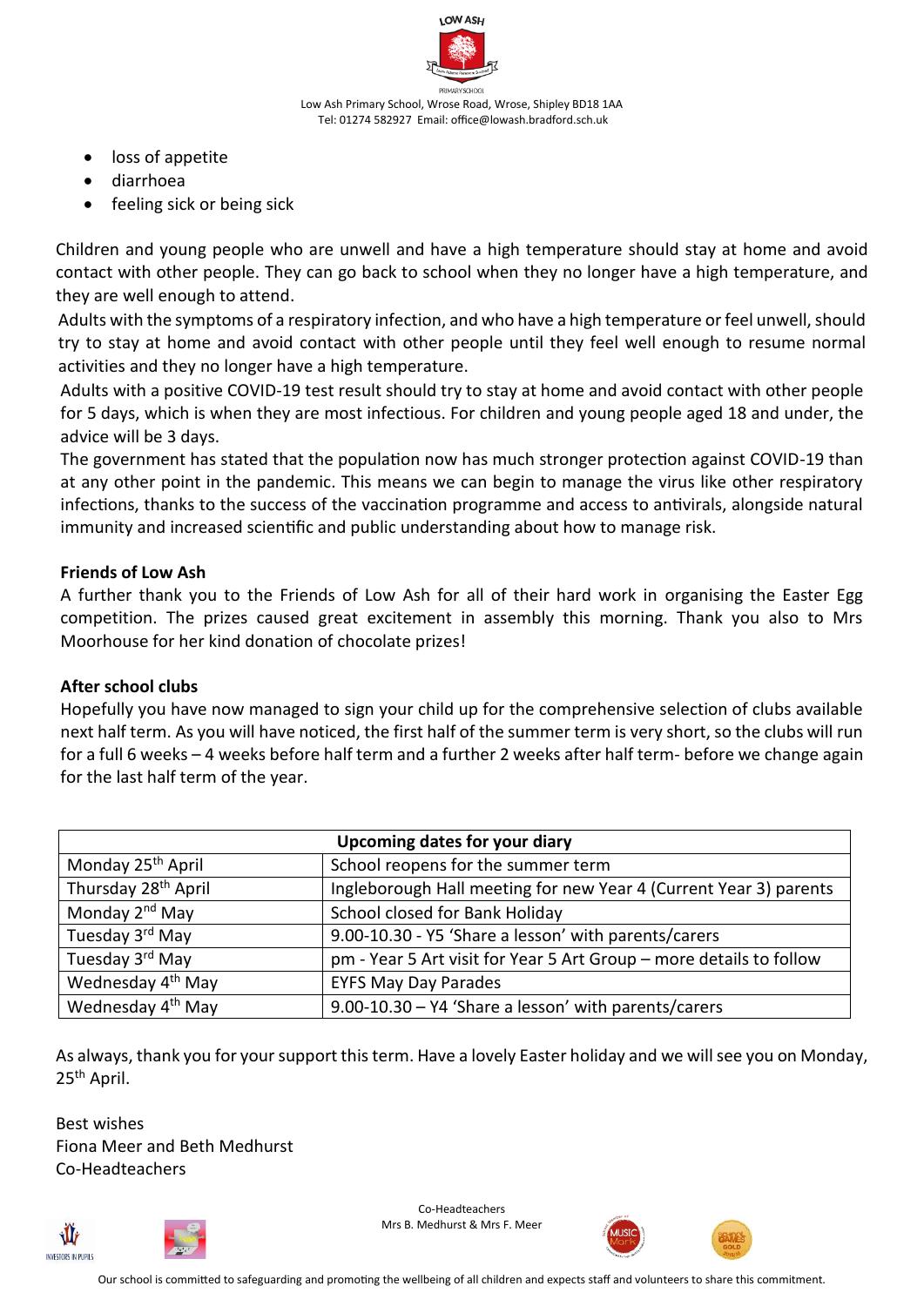- loss of appetite
- diarrhoea
- feeling sick or being sick

Children and young people who are unwell and have a high temperature should stay at home and avoid contact with other people. They can go back to school when they no longer have a high temperature, and they are well enough to attend.

Adults with the symptoms of a respiratory infection, and who have a high temperature or feel unwell, should try to stay at home and avoid contact with other people until they feel well enough to resume normal activities and they no longer have a high temperature.

Adults with a positive COVID-19 test result should try to stay at home and avoid contact with other people for 5 days, which is when they are most infectious. For children and young people aged 18 and under, the advice will be 3 days.

The government has stated that the population now has much stronger protection against COVID-19 than at any other point in the pandemic. This means we can begin to manage the virus like other respiratory infections, thanks to the success of the vaccination programme and access to antivirals, alongside natural immunity and increased scientific and public understanding about how to manage risk.

**Friends of Low Ash**

A further thank you to the Friends of Low Ash for all of their hard work in organising the Easter Egg competition. The prizes caused great excitement in assembly this morning. Thank you also to Mrs Moorhouse for her kind donation of chocolate prizes!

**After school clubs**

Hopefully you have now managed to sign your child up for the comprehensive selection of clubs available next half term. As you will have noticed, the first half of the summer term is very short, so the clubs will run for a full 6 weeks – 4 weeks before half term and a further 2 weeks after half term- before we change again for the last half term of the year.

| **Upcoming dates for your diary** | |
|---|---|
| Monday 25th April | School reopens for the summer term |
| Thursday 28th April | Ingleborough Hall meeting for new Year 4 (Current Year 3) parents |
| Monday 2nd May | School closed for Bank Holiday |
| Tuesday 3rd May | 9.00-10.30 - Y5 'Share a lesson' with parents/carers |
| Tuesday 3rd May | pm - Year 5 Art visit for Year 5 Art Group – more details to follow |
| Wednesday 4th May | EYFS May Day Parades |
| Wednesday 4th May | 9.00-10.30 – Y4 'Share a lesson' with parents/carers |

As always, thank you for your support this term. Have a lovely Easter holiday and we will see you on Monday, 25th April.

Best wishes

Fiona Meer and Beth Medhurst

Co-Headteachers